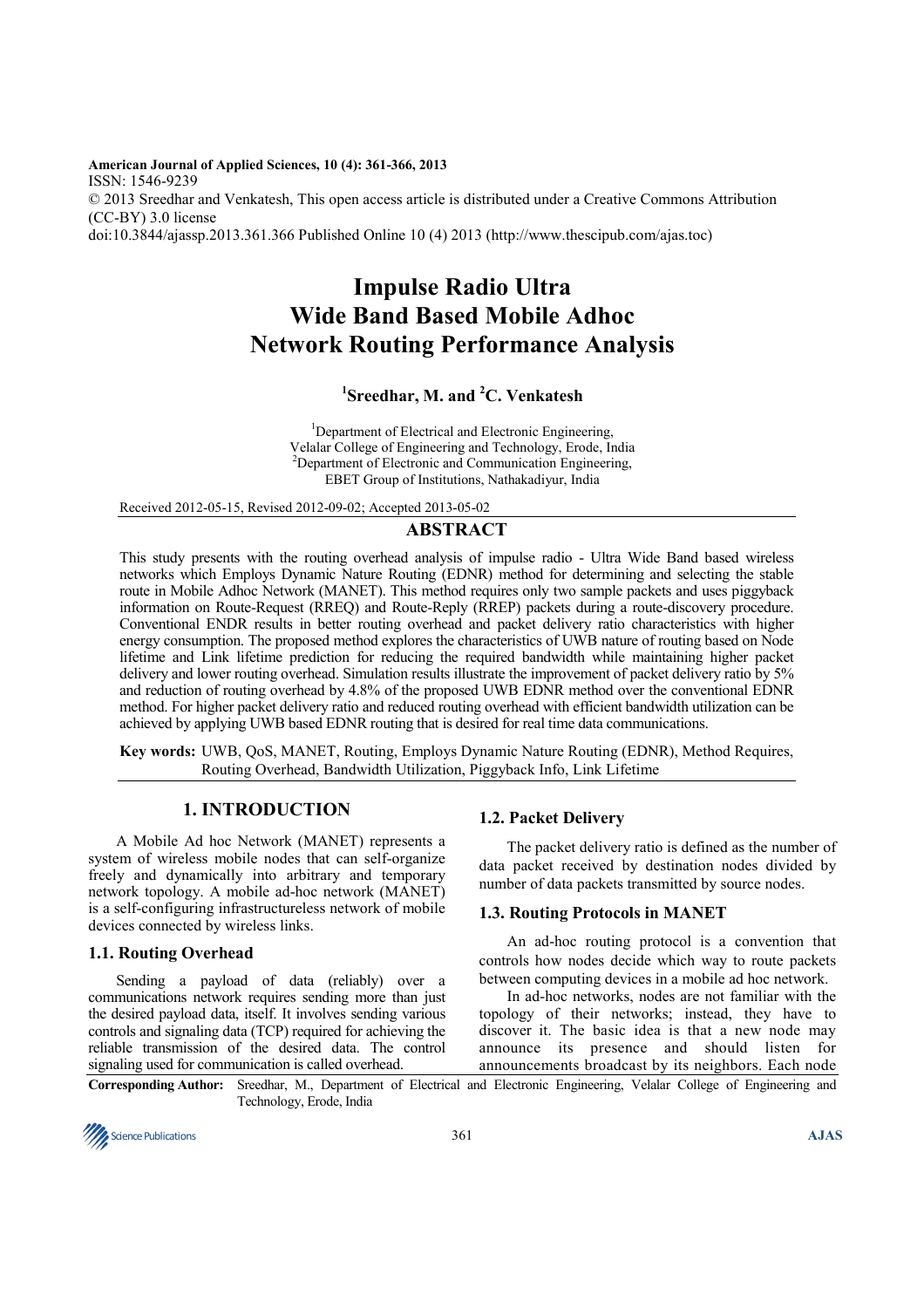American Journal of Applied Sciences, 10 (4): 361-366, 2013
ISSN: 1546-9239
© 2013 Sreedhar and Venkatesh, This open access article is distributed under a Creative Commons Attribution (CC-BY) 3.0 license
doi:10.3844/ajassp.2013.361.366 Published Online 10 (4) 2013 (http://www.thescipub.com/ajas.toc)

# Impulse Radio Ultra Wide Band Based Mobile Adhoc Network Routing Performance Analysis

**[1]Sreedhar, M. and [2]C. Venkatesh**

[1]Department of Electrical and Electronic Engineering, Velalar College of Engineering and Technology, Erode, India
[2]Department of Electronic and Communication Engineering, EBET Group of Institutions, Nathakadiyur, India

Received 2012-05-15, Revised 2012-09-02; Accepted 2013-05-02

## ABSTRACT

This study presents with the routing overhead analysis of impulse radio - Ultra Wide Band based wireless networks which Employs Dynamic Nature Routing (EDNR) method for determining and selecting the stable route in Mobile Adhoc Network (MANET). This method requires only two sample packets and uses piggyback information on Route-Request (RREQ) and Route-Reply (RREP) packets during a route-discovery procedure. Conventional ENDR results in better routing overhead and packet delivery ratio characteristics with higher energy consumption. The proposed method explores the characteristics of UWB nature of routing based on Node lifetime and Link lifetime prediction for reducing the required bandwidth while maintaining higher packet delivery and lower routing overhead. Simulation results illustrate the improvement of packet delivery ratio by 5% and reduction of routing overhead by 4.8% of the proposed UWB EDNR method over the conventional EDNR method. For higher packet delivery ratio and reduced routing overhead with efficient bandwidth utilization can be achieved by applying UWB based EDNR routing that is desired for real time data communications.

**Key words:** UWB, QoS, MANET, Routing, Employs Dynamic Nature Routing (EDNR), Method Requires, Routing Overhead, Bandwidth Utilization, Piggyback Info, Link Lifetime

## 1. INTRODUCTION

A Mobile Ad hoc Network (MANET) represents a system of wireless mobile nodes that can self-organize freely and dynamically into arbitrary and temporary network topology. A mobile ad-hoc network (MANET) is a self-configuring infrastructureless network of mobile devices connected by wireless links.

### 1.1. Routing Overhead

Sending a payload of data (reliably) over a communications network requires sending more than just the desired payload data, itself. It involves sending various controls and signaling data (TCP) required for achieving the reliable transmission of the desired data. The control signaling used for communication is called overhead.

### 1.2. Packet Delivery

The packet delivery ratio is defined as the number of data packet received by destination nodes divided by number of data packets transmitted by source nodes.

### 1.3. Routing Protocols in MANET

An ad-hoc routing protocol is a convention that controls how nodes decide which way to route packets between computing devices in a mobile ad hoc network.

In ad-hoc networks, nodes are not familiar with the topology of their networks; instead, they have to discover it. The basic idea is that a new node may announce its presence and should listen for announcements broadcast by its neighbors. Each node

**Corresponding Author:** Sreedhar, M., Department of Electrical and Electronic Engineering, Velalar College of Engineering and Technology, Erode, India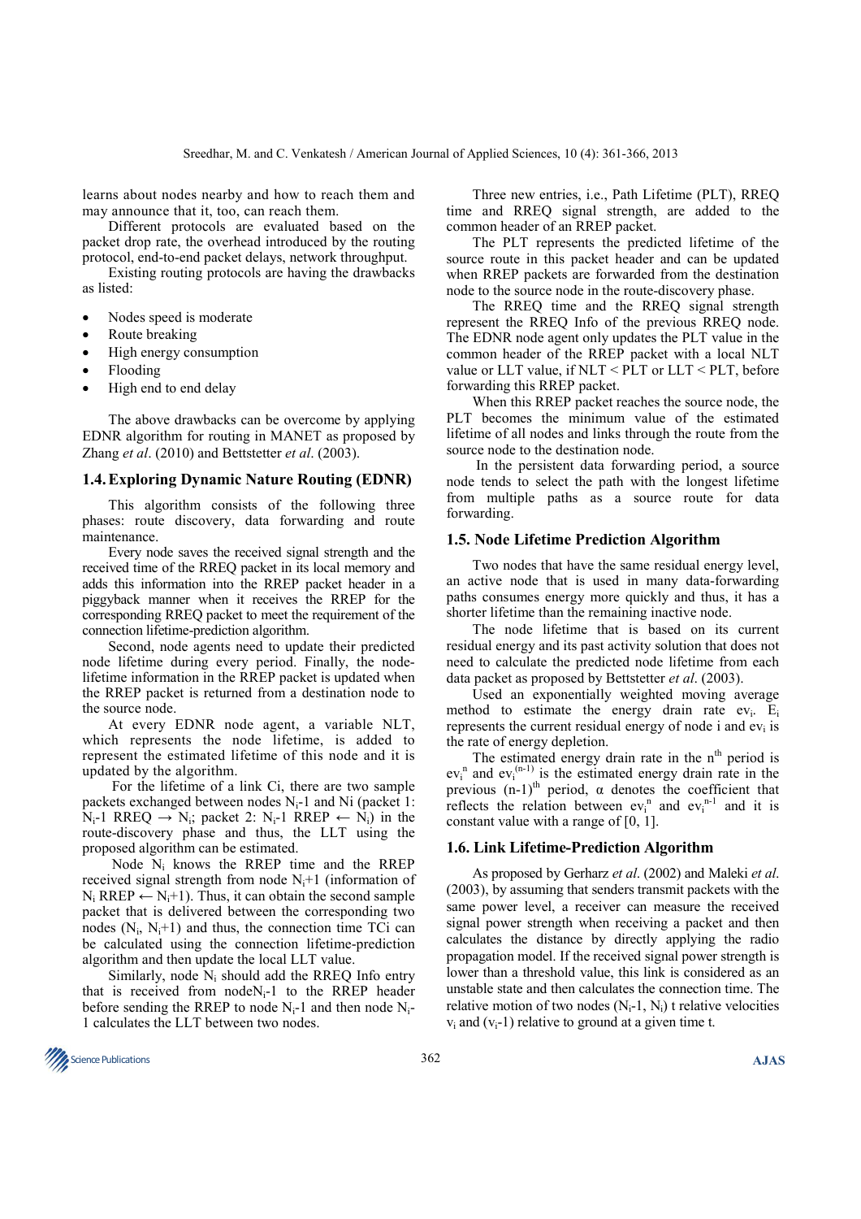learns about nodes nearby and how to reach them and may announce that it, too, can reach them.

Different protocols are evaluated based on the packet drop rate, the overhead introduced by the routing protocol, end-to-end packet delays, network throughput.

Existing routing protocols are having the drawbacks as listed:

- Nodes speed is moderate
- Route breaking
- High energy consumption
- Flooding
- High end to end delay

The above drawbacks can be overcome by applying EDNR algorithm for routing in MANET as proposed by Zhang *et al*. (2010) and Bettstetter *et al*. (2003).

## 1.4. Exploring Dynamic Nature Routing (EDNR)

This algorithm consists of the following three phases: route discovery, data forwarding and route maintenance.

Every node saves the received signal strength and the received time of the RREQ packet in its local memory and adds this information into the RREP packet header in a piggyback manner when it receives the RREP for the corresponding RREQ packet to meet the requirement of the connection lifetime-prediction algorithm.

Second, node agents need to update their predicted node lifetime during every period. Finally, the node-lifetime information in the RREP packet is updated when the RREP packet is returned from a destination node to the source node.

At every EDNR node agent, a variable NLT, which represents the node lifetime, is added to represent the estimated lifetime of this node and it is updated by the algorithm.

For the lifetime of a link Ci, there are two sample packets exchanged between nodes $N_i$-1 and Ni (packet 1: $N_i$-1 RREQ → $N_i$; packet 2: $N_i$-1 RREP ← $N_i$) in the route-discovery phase and thus, the LLT using the proposed algorithm can be estimated.

Node $N_i$ knows the RREP time and the RREP received signal strength from node $N_i$+1 (information of $N_i$ RREP ← $N_i$+1). Thus, it can obtain the second sample packet that is delivered between the corresponding two nodes ($N_i$, $N_i$+1) and thus, the connection time TCi can be calculated using the connection lifetime-prediction algorithm and then update the local LLT value.

Similarly, node $N_i$ should add the RREQ Info entry that is received from node$N_i$-1 to the RREP header before sending the RREP to node $N_i$-1 and then node $N_i$-1 calculates the LLT between two nodes.

Three new entries, i.e., Path Lifetime (PLT), RREQ time and RREQ signal strength, are added to the common header of an RREP packet.

The PLT represents the predicted lifetime of the source route in this packet header and can be updated when RREP packets are forwarded from the destination node to the source node in the route-discovery phase.

The RREQ time and the RREQ signal strength represent the RREQ Info of the previous RREQ node. The EDNR node agent only updates the PLT value in the common header of the RREP packet with a local NLT value or LLT value, if NLT < PLT or LLT < PLT, before forwarding this RREP packet.

When this RREP packet reaches the source node, the PLT becomes the minimum value of the estimated lifetime of all nodes and links through the route from the source node to the destination node.

In the persistent data forwarding period, a source node tends to select the path with the longest lifetime from multiple paths as a source route for data forwarding.

## 1.5. Node Lifetime Prediction Algorithm

Two nodes that have the same residual energy level, an active node that is used in many data-forwarding paths consumes energy more quickly and thus, it has a shorter lifetime than the remaining inactive node.

The node lifetime that is based on its current residual energy and its past activity solution that does not need to calculate the predicted node lifetime from each data packet as proposed by Bettstetter *et al*. (2003).

Used an exponentially weighted moving average method to estimate the energy drain rate $ev_i$. $E_i$ represents the current residual energy of node i and $ev_i$ is the rate of energy depletion.

The estimated energy drain rate in the $n^{th}$ period is $ev_i^n$ and $ev_i^{(n-1)}$ is the estimated energy drain rate in the previous $(n-1)^{th}$ period, α denotes the coefficient that reflects the relation between $ev_i^n$ and $ev_i^{n-1}$ and it is constant value with a range of [0, 1].

## 1.6. Link Lifetime-Prediction Algorithm

As proposed by Gerharz *et al*. (2002) and Maleki *et al*. (2003), by assuming that senders transmit packets with the same power level, a receiver can measure the received signal power strength when receiving a packet and then calculates the distance by directly applying the radio propagation model. If the received signal power strength is lower than a threshold value, this link is considered as an unstable state and then calculates the connection time. The relative motion of two nodes ($N_i$-1, $N_i$) t relative velocities $v_i$ and ($v_i$-1) relative to ground at a given time t.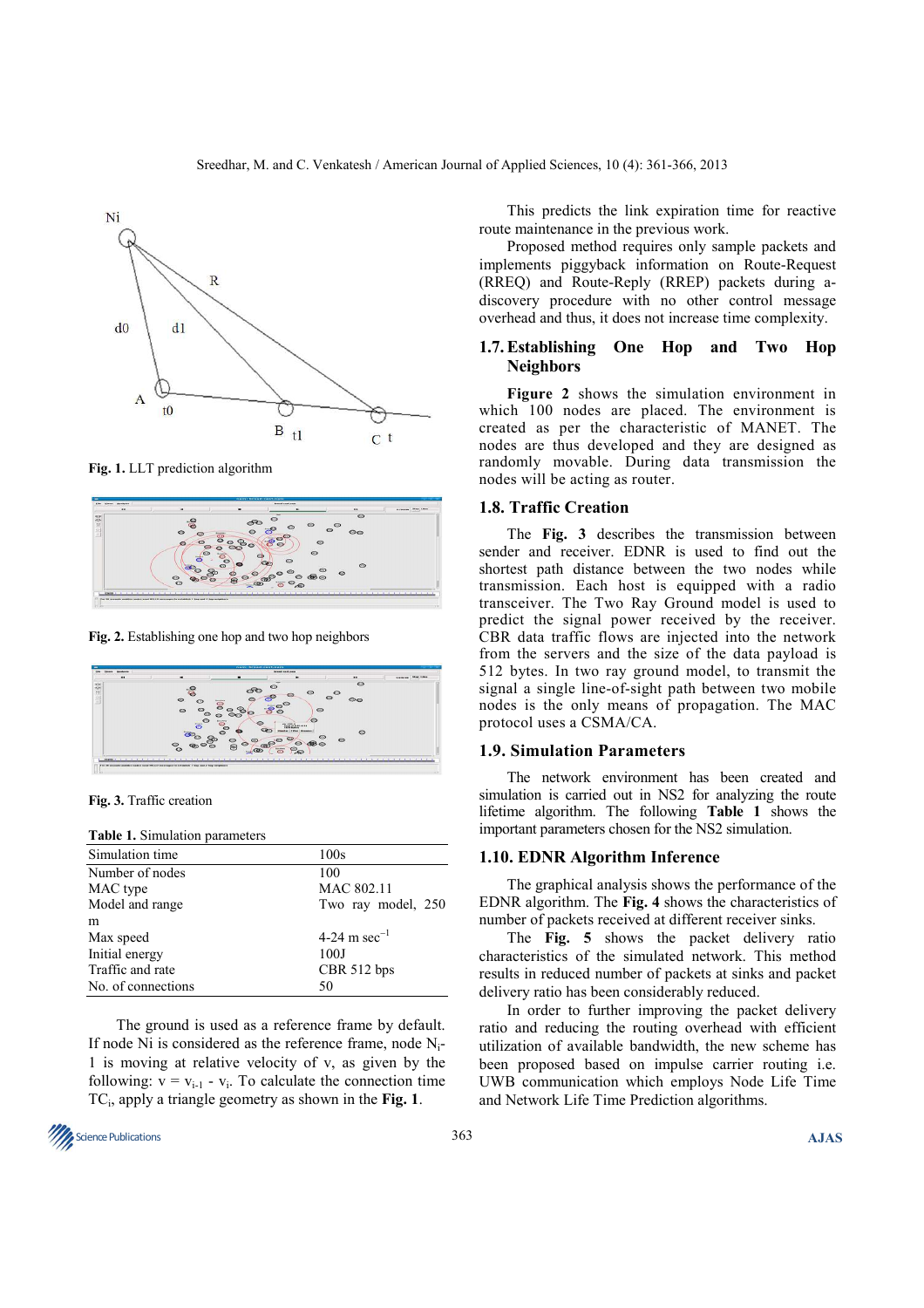Fig. 1. LLT prediction algorithm

Fig. 2. Establishing one hop and two hop neighbors

Fig. 3. Traffic creation

Table 1. Simulation parameters

| | |
|---|---|
| Simulation time | 100s |
| Number of nodes | 100 |
| MAC type | MAC 802.11 |
| Model and range m | Two ray model, 250 |
| Max speed | 4-24 m sec$^{-1}$ |
| Initial energy | 100J |
| Traffic and rate | CBR 512 bps |
| No. of connections | 50 |

The ground is used as a reference frame by default. If node Ni is considered as the reference frame, node $N_i$-1 is moving at relative velocity of v, as given by the following: $v = v_{i-1} - v_i$. To calculate the connection time $TC_i$, apply a triangle geometry as shown in the **Fig. 1**.

This predicts the link expiration time for reactive route maintenance in the previous work.

Proposed method requires only sample packets and implements piggyback information on Route-Request (RREQ) and Route-Reply (RREP) packets during a-discovery procedure with no other control message overhead and thus, it does not increase time complexity.

## 1.7. Establishing One Hop and Two Hop Neighbors

**Figure 2** shows the simulation environment in which 100 nodes are placed. The environment is created as per the characteristic of MANET. The nodes are thus developed and they are designed as randomly movable. During data transmission the nodes will be acting as router.

## 1.8. Traffic Creation

The **Fig. 3** describes the transmission between sender and receiver. EDNR is used to find out the shortest path distance between the two nodes while transmission. Each host is equipped with a radio transceiver. The Two Ray Ground model is used to predict the signal power received by the receiver. CBR data traffic flows are injected into the network from the servers and the size of the data payload is 512 bytes. In two ray ground model, to transmit the signal a single line-of-sight path between two mobile nodes is the only means of propagation. The MAC protocol uses a CSMA/CA.

## 1.9. Simulation Parameters

The network environment has been created and simulation is carried out in NS2 for analyzing the route lifetime algorithm. The following **Table 1** shows the important parameters chosen for the NS2 simulation.

## 1.10. EDNR Algorithm Inference

The graphical analysis shows the performance of the EDNR algorithm. The **Fig. 4** shows the characteristics of number of packets received at different receiver sinks.

The **Fig. 5** shows the packet delivery ratio characteristics of the simulated network. This method results in reduced number of packets at sinks and packet delivery ratio has been considerably reduced.

In order to further improving the packet delivery ratio and reducing the routing overhead with efficient utilization of available bandwidth, the new scheme has been proposed based on impulse carrier routing i.e. UWB communication which employs Node Life Time and Network Life Time Prediction algorithms.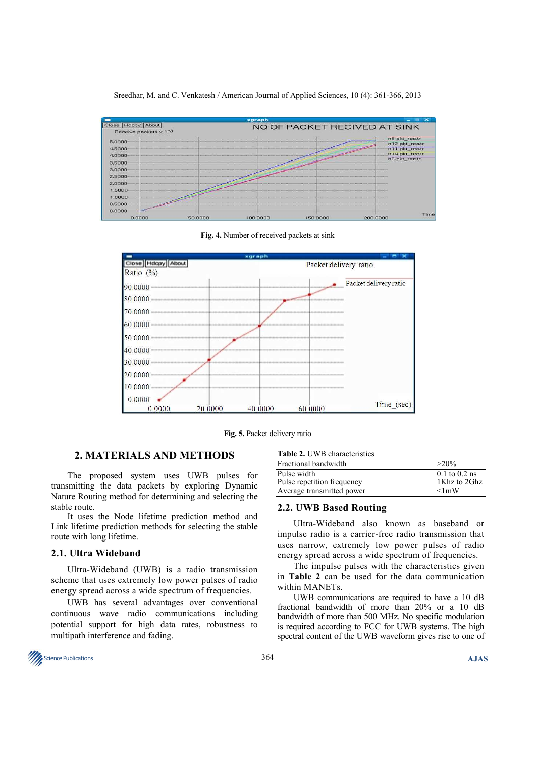Fig. 4. Number of received packets at sink

Fig. 5. Packet delivery ratio

## 2. MATERIALS AND METHODS

The proposed system uses UWB pulses for transmitting the data packets by exploring Dynamic Nature Routing method for determining and selecting the stable route.

It uses the Node lifetime prediction method and Link lifetime prediction methods for selecting the stable route with long lifetime.

### 2.1. Ultra Wideband

Ultra-Wideband (UWB) is a radio transmission scheme that uses extremely low power pulses of radio energy spread across a wide spectrum of frequencies.

UWB has several advantages over conventional continuous wave radio communications including potential support for high data rates, robustness to multipath interference and fading.

**Table 2.** UWB characteristics

| | |
|---|---|
| Fractional bandwidth | >20% |
| Pulse width | 0.1 to 0.2 ns |
| Pulse repetition frequency | 1Khz to 2Ghz |
| Average transmitted power | <1mW |

### 2.2. UWB Based Routing

Ultra-Wideband also known as baseband or impulse radio is a carrier-free radio transmission that uses narrow, extremely low power pulses of radio energy spread across a wide spectrum of frequencies.

The impulse pulses with the characteristics given in **Table 2** can be used for the data communication within MANETs.

UWB communications are required to have a 10 dB fractional bandwidth of more than 20% or a 10 dB bandwidth of more than 500 MHz. No specific modulation is required according to FCC for UWB systems. The high spectral content of the UWB waveform gives rise to one of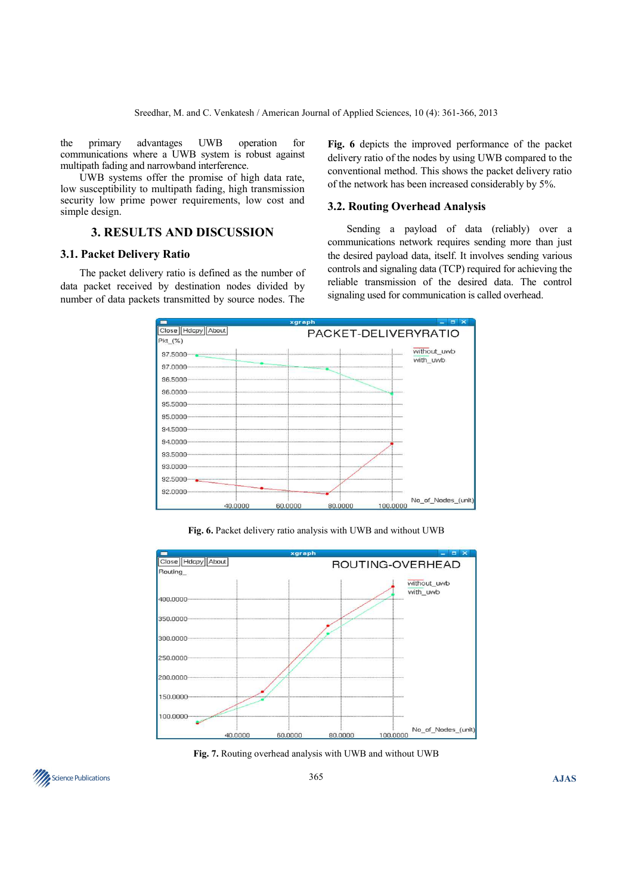the primary advantages UWB operation for communications where a UWB system is robust against multipath fading and narrowband interference.

UWB systems offer the promise of high data rate, low susceptibility to multipath fading, high transmission security low prime power requirements, low cost and simple design.

## 3. RESULTS AND DISCUSSION

### 3.1. Packet Delivery Ratio

The packet delivery ratio is defined as the number of data packet received by destination nodes divided by number of data packets transmitted by source nodes. The **Fig. 6** depicts the improved performance of the packet delivery ratio of the nodes by using UWB compared to the conventional method. This shows the packet delivery ratio of the network has been increased considerably by 5%.

### 3.2. Routing Overhead Analysis

Sending a payload of data (reliably) over a communications network requires sending more than just the desired payload data, itself. It involves sending various controls and signaling data (TCP) required for achieving the reliable transmission of the desired data. The control signaling used for communication is called overhead.

**Fig. 6.** Packet delivery ratio analysis with UWB and without UWB

**Fig. 7.** Routing overhead analysis with UWB and without UWB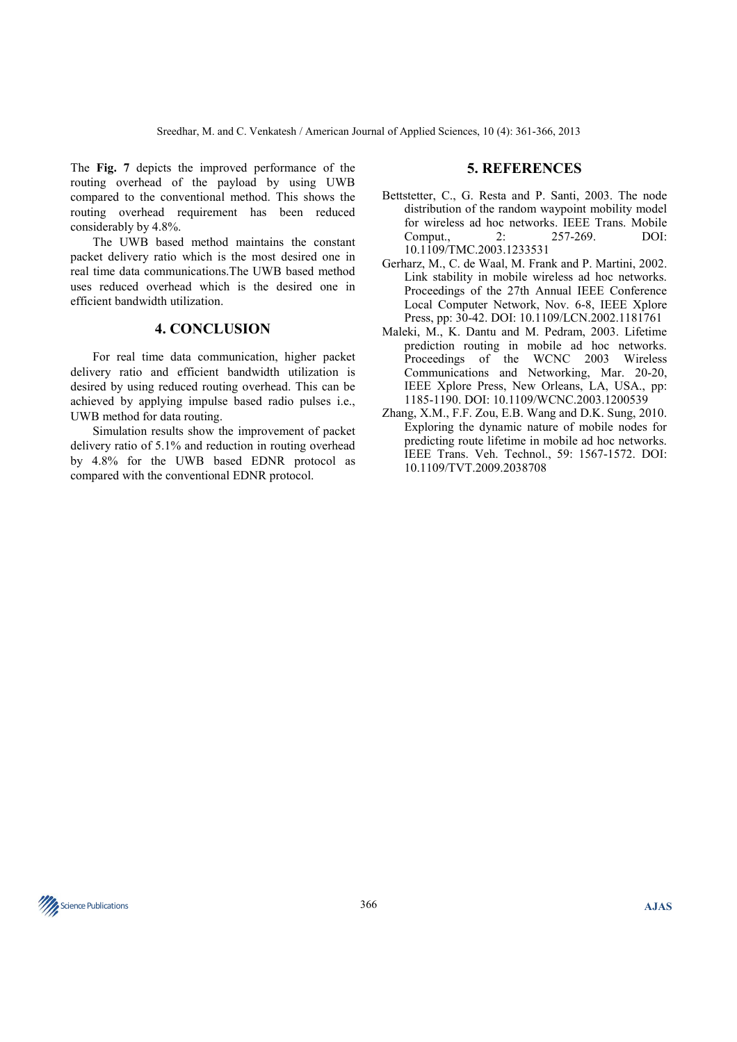The **Fig. 7** depicts the improved performance of the routing overhead of the payload by using UWB compared to the conventional method. This shows the routing overhead requirement has been reduced considerably by 4.8%.

The UWB based method maintains the constant packet delivery ratio which is the most desired one in real time data communications.The UWB based method uses reduced overhead which is the desired one in efficient bandwidth utilization.

## 4. CONCLUSION

For real time data communication, higher packet delivery ratio and efficient bandwidth utilization is desired by using reduced routing overhead. This can be achieved by applying impulse based radio pulses i.e., UWB method for data routing.

Simulation results show the improvement of packet delivery ratio of 5.1% and reduction in routing overhead by 4.8% for the UWB based EDNR protocol as compared with the conventional EDNR protocol.

## 5. REFERENCES

Bettstetter, C., G. Resta and P. Santi, 2003. The node distribution of the random waypoint mobility model for wireless ad hoc networks. IEEE Trans. Mobile Comput., 2: 257-269. DOI: 10.1109/TMC.2003.1233531

Gerharz, M., C. de Waal, M. Frank and P. Martini, 2002. Link stability in mobile wireless ad hoc networks. Proceedings of the 27th Annual IEEE Conference Local Computer Network, Nov. 6-8, IEEE Xplore Press, pp: 30-42. DOI: 10.1109/LCN.2002.1181761

Maleki, M., K. Dantu and M. Pedram, 2003. Lifetime prediction routing in mobile ad hoc networks. Proceedings of the WCNC 2003 Wireless Communications and Networking, Mar. 20-20, IEEE Xplore Press, New Orleans, LA, USA., pp: 1185-1190. DOI: 10.1109/WCNC.2003.1200539

Zhang, X.M., F.F. Zou, E.B. Wang and D.K. Sung, 2010. Exploring the dynamic nature of mobile nodes for predicting route lifetime in mobile ad hoc networks. IEEE Trans. Veh. Technol., 59: 1567-1572. DOI: 10.1109/TVT.2009.2038708